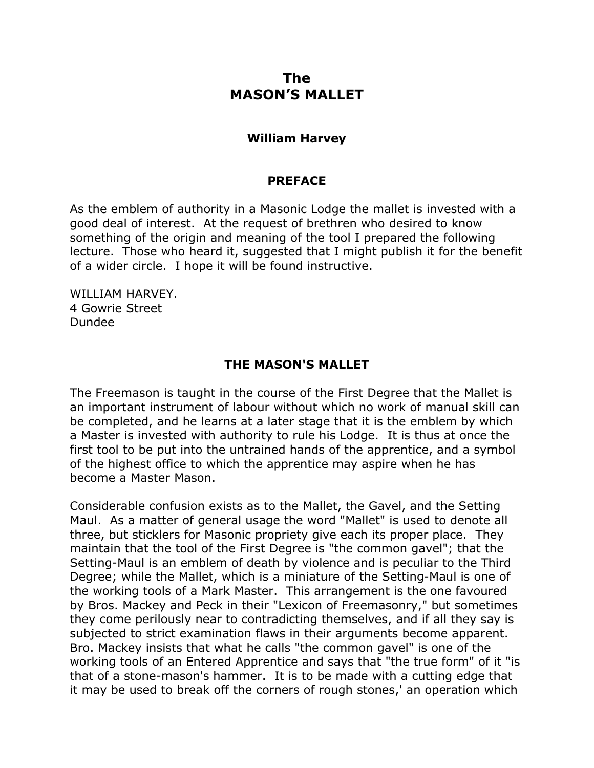# The MASON'S MALLET

### William Harvey

## PREFACE

As the emblem of authority in a Masonic Lodge the mallet is invested with a good deal of interest. At the request of brethren who desired to know something of the origin and meaning of the tool I prepared the following lecture. Those who heard it, suggested that I might publish it for the benefit of a wider circle. I hope it will be found instructive.

WILLIAM HARVEY.
4 Gowrie Street
Dundee

## THE MASON'S MALLET

The Freemason is taught in the course of the First Degree that the Mallet is an important instrument of labour without which no work of manual skill can be completed, and he learns at a later stage that it is the emblem by which a Master is invested with authority to rule his Lodge. It is thus at once the first tool to be put into the untrained hands of the apprentice, and a symbol of the highest office to which the apprentice may aspire when he has become a Master Mason.

Considerable confusion exists as to the Mallet, the Gavel, and the Setting Maul. As a matter of general usage the word "Mallet" is used to denote all three, but sticklers for Masonic propriety give each its proper place. They maintain that the tool of the First Degree is "the common gavel"; that the Setting-Maul is an emblem of death by violence and is peculiar to the Third Degree; while the Mallet, which is a miniature of the Setting-Maul is one of the working tools of a Mark Master. This arrangement is the one favoured by Bros. Mackey and Peck in their "Lexicon of Freemasonry," but sometimes they come perilously near to contradicting themselves, and if all they say is subjected to strict examination flaws in their arguments become apparent. Bro. Mackey insists that what he calls "the common gavel" is one of the working tools of an Entered Apprentice and says that "the true form" of it "is that of a stone-mason's hammer. It is to be made with a cutting edge that it may be used to break off the corners of rough stones,' an operation which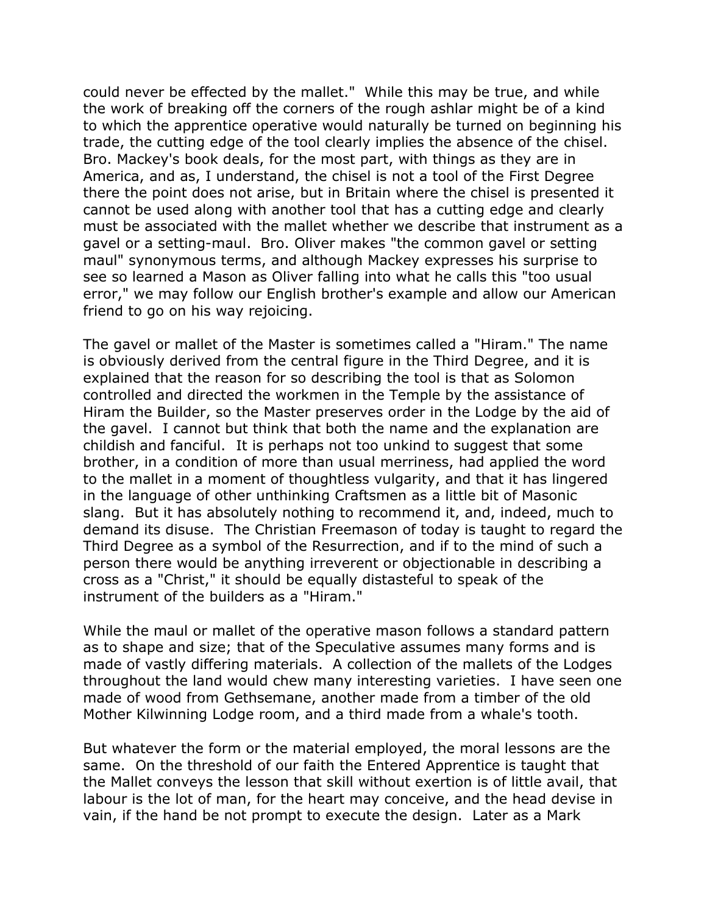could never be effected by the mallet." While this may be true, and while the work of breaking off the corners of the rough ashlar might be of a kind to which the apprentice operative would naturally be turned on beginning his trade, the cutting edge of the tool clearly implies the absence of the chisel. Bro. Mackey's book deals, for the most part, with things as they are in America, and as, I understand, the chisel is not a tool of the First Degree there the point does not arise, but in Britain where the chisel is presented it cannot be used along with another tool that has a cutting edge and clearly must be associated with the mallet whether we describe that instrument as a gavel or a setting-maul. Bro. Oliver makes "the common gavel or setting maul" synonymous terms, and although Mackey expresses his surprise to see so learned a Mason as Oliver falling into what he calls this "too usual error," we may follow our English brother's example and allow our American friend to go on his way rejoicing.

The gavel or mallet of the Master is sometimes called a "Hiram." The name is obviously derived from the central figure in the Third Degree, and it is explained that the reason for so describing the tool is that as Solomon controlled and directed the workmen in the Temple by the assistance of Hiram the Builder, so the Master preserves order in the Lodge by the aid of the gavel. I cannot but think that both the name and the explanation are childish and fanciful. It is perhaps not too unkind to suggest that some brother, in a condition of more than usual merriness, had applied the word to the mallet in a moment of thoughtless vulgarity, and that it has lingered in the language of other unthinking Craftsmen as a little bit of Masonic slang. But it has absolutely nothing to recommend it, and, indeed, much to demand its disuse. The Christian Freemason of today is taught to regard the Third Degree as a symbol of the Resurrection, and if to the mind of such a person there would be anything irreverent or objectionable in describing a cross as a "Christ," it should be equally distasteful to speak of the instrument of the builders as a "Hiram."

While the maul or mallet of the operative mason follows a standard pattern as to shape and size; that of the Speculative assumes many forms and is made of vastly differing materials. A collection of the mallets of the Lodges throughout the land would chew many interesting varieties. I have seen one made of wood from Gethsemane, another made from a timber of the old Mother Kilwinning Lodge room, and a third made from a whale's tooth.

But whatever the form or the material employed, the moral lessons are the same. On the threshold of our faith the Entered Apprentice is taught that the Mallet conveys the lesson that skill without exertion is of little avail, that labour is the lot of man, for the heart may conceive, and the head devise in vain, if the hand be not prompt to execute the design. Later as a Mark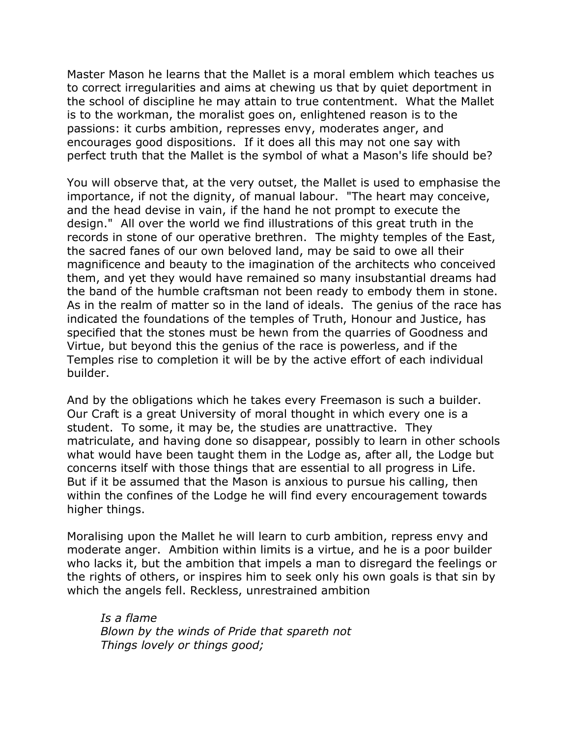Master Mason he learns that the Mallet is a moral emblem which teaches us to correct irregularities and aims at chewing us that by quiet deportment in the school of discipline he may attain to true contentment. What the Mallet is to the workman, the moralist goes on, enlightened reason is to the passions: it curbs ambition, represses envy, moderates anger, and encourages good dispositions. If it does all this may not one say with perfect truth that the Mallet is the symbol of what a Mason's life should be?

You will observe that, at the very outset, the Mallet is used to emphasise the importance, if not the dignity, of manual labour. "The heart may conceive, and the head devise in vain, if the hand he not prompt to execute the design." All over the world we find illustrations of this great truth in the records in stone of our operative brethren. The mighty temples of the East, the sacred fanes of our own beloved land, may be said to owe all their magnificence and beauty to the imagination of the architects who conceived them, and yet they would have remained so many insubstantial dreams had the band of the humble craftsman not been ready to embody them in stone. As in the realm of matter so in the land of ideals. The genius of the race has indicated the foundations of the temples of Truth, Honour and Justice, has specified that the stones must be hewn from the quarries of Goodness and Virtue, but beyond this the genius of the race is powerless, and if the Temples rise to completion it will be by the active effort of each individual builder.

And by the obligations which he takes every Freemason is such a builder. Our Craft is a great University of moral thought in which every one is a student. To some, it may be, the studies are unattractive. They matriculate, and having done so disappear, possibly to learn in other schools what would have been taught them in the Lodge as, after all, the Lodge but concerns itself with those things that are essential to all progress in Life. But if it be assumed that the Mason is anxious to pursue his calling, then within the confines of the Lodge he will find every encouragement towards higher things.

Moralising upon the Mallet he will learn to curb ambition, repress envy and moderate anger. Ambition within limits is a virtue, and he is a poor builder who lacks it, but the ambition that impels a man to disregard the feelings or the rights of others, or inspires him to seek only his own goals is that sin by which the angels fell. Reckless, unrestrained ambition

> *Is a flame*
> *Blown by the winds of Pride that spareth not*
> *Things lovely or things good;*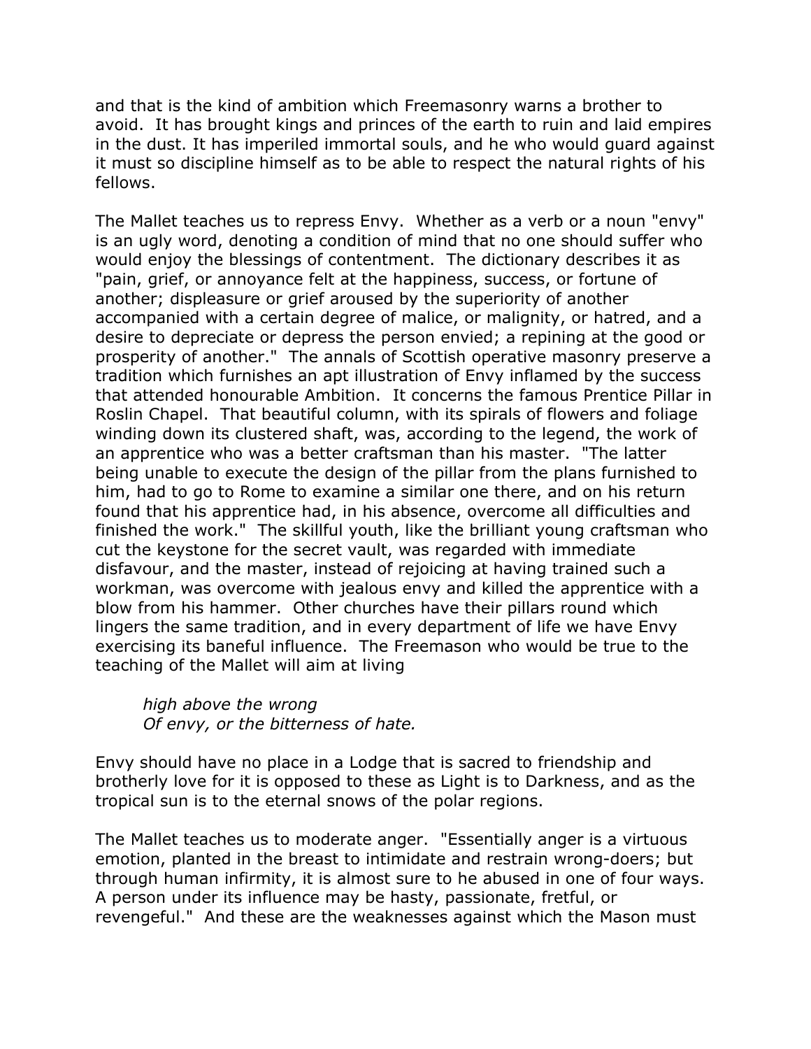and that is the kind of ambition which Freemasonry warns a brother to avoid. It has brought kings and princes of the earth to ruin and laid empires in the dust. It has imperiled immortal souls, and he who would guard against it must so discipline himself as to be able to respect the natural rights of his fellows.

The Mallet teaches us to repress Envy. Whether as a verb or a noun "envy" is an ugly word, denoting a condition of mind that no one should suffer who would enjoy the blessings of contentment. The dictionary describes it as "pain, grief, or annoyance felt at the happiness, success, or fortune of another; displeasure or grief aroused by the superiority of another accompanied with a certain degree of malice, or malignity, or hatred, and a desire to depreciate or depress the person envied; a repining at the good or prosperity of another." The annals of Scottish operative masonry preserve a tradition which furnishes an apt illustration of Envy inflamed by the success that attended honourable Ambition. It concerns the famous Prentice Pillar in Roslin Chapel. That beautiful column, with its spirals of flowers and foliage winding down its clustered shaft, was, according to the legend, the work of an apprentice who was a better craftsman than his master. "The latter being unable to execute the design of the pillar from the plans furnished to him, had to go to Rome to examine a similar one there, and on his return found that his apprentice had, in his absence, overcome all difficulties and finished the work." The skillful youth, like the brilliant young craftsman who cut the keystone for the secret vault, was regarded with immediate disfavour, and the master, instead of rejoicing at having trained such a workman, was overcome with jealous envy and killed the apprentice with a blow from his hammer. Other churches have their pillars round which lingers the same tradition, and in every department of life we have Envy exercising its baneful influence. The Freemason who would be true to the teaching of the Mallet will aim at living

> *high above the wrong*
> *Of envy, or the bitterness of hate.*

Envy should have no place in a Lodge that is sacred to friendship and brotherly love for it is opposed to these as Light is to Darkness, and as the tropical sun is to the eternal snows of the polar regions.

The Mallet teaches us to moderate anger. "Essentially anger is a virtuous emotion, planted in the breast to intimidate and restrain wrong-doers; but through human infirmity, it is almost sure to he abused in one of four ways. A person under its influence may be hasty, passionate, fretful, or revengeful." And these are the weaknesses against which the Mason must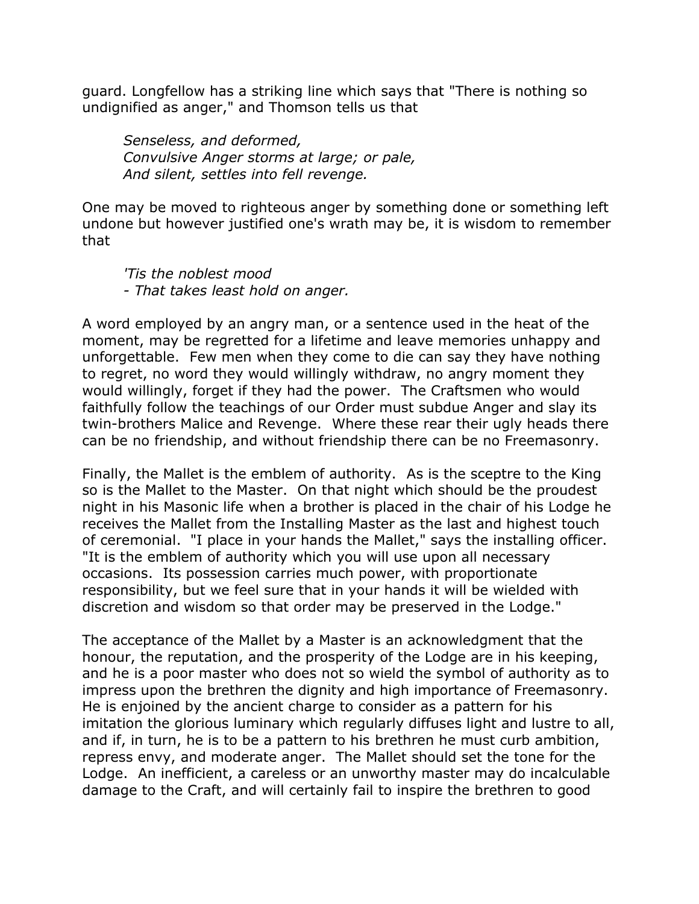guard. Longfellow has a striking line which says that "There is nothing so undignified as anger," and Thomson tells us that

> *Senseless, and deformed,*
> *Convulsive Anger storms at large; or pale,*
> *And silent, settles into fell revenge.*

One may be moved to righteous anger by something done or something left undone but however justified one's wrath may be, it is wisdom to remember that

> *'Tis the noblest mood*
> *- That takes least hold on anger.*

A word employed by an angry man, or a sentence used in the heat of the moment, may be regretted for a lifetime and leave memories unhappy and unforgettable. Few men when they come to die can say they have nothing to regret, no word they would willingly withdraw, no angry moment they would willingly, forget if they had the power. The Craftsmen who would faithfully follow the teachings of our Order must subdue Anger and slay its twin-brothers Malice and Revenge. Where these rear their ugly heads there can be no friendship, and without friendship there can be no Freemasonry.

Finally, the Mallet is the emblem of authority. As is the sceptre to the King so is the Mallet to the Master. On that night which should be the proudest night in his Masonic life when a brother is placed in the chair of his Lodge he receives the Mallet from the Installing Master as the last and highest touch of ceremonial. "I place in your hands the Mallet," says the installing officer. "It is the emblem of authority which you will use upon all necessary occasions. Its possession carries much power, with proportionate responsibility, but we feel sure that in your hands it will be wielded with discretion and wisdom so that order may be preserved in the Lodge."

The acceptance of the Mallet by a Master is an acknowledgment that the honour, the reputation, and the prosperity of the Lodge are in his keeping, and he is a poor master who does not so wield the symbol of authority as to impress upon the brethren the dignity and high importance of Freemasonry. He is enjoined by the ancient charge to consider as a pattern for his imitation the glorious luminary which regularly diffuses light and lustre to all, and if, in turn, he is to be a pattern to his brethren he must curb ambition, repress envy, and moderate anger. The Mallet should set the tone for the Lodge. An inefficient, a careless or an unworthy master may do incalculable damage to the Craft, and will certainly fail to inspire the brethren to good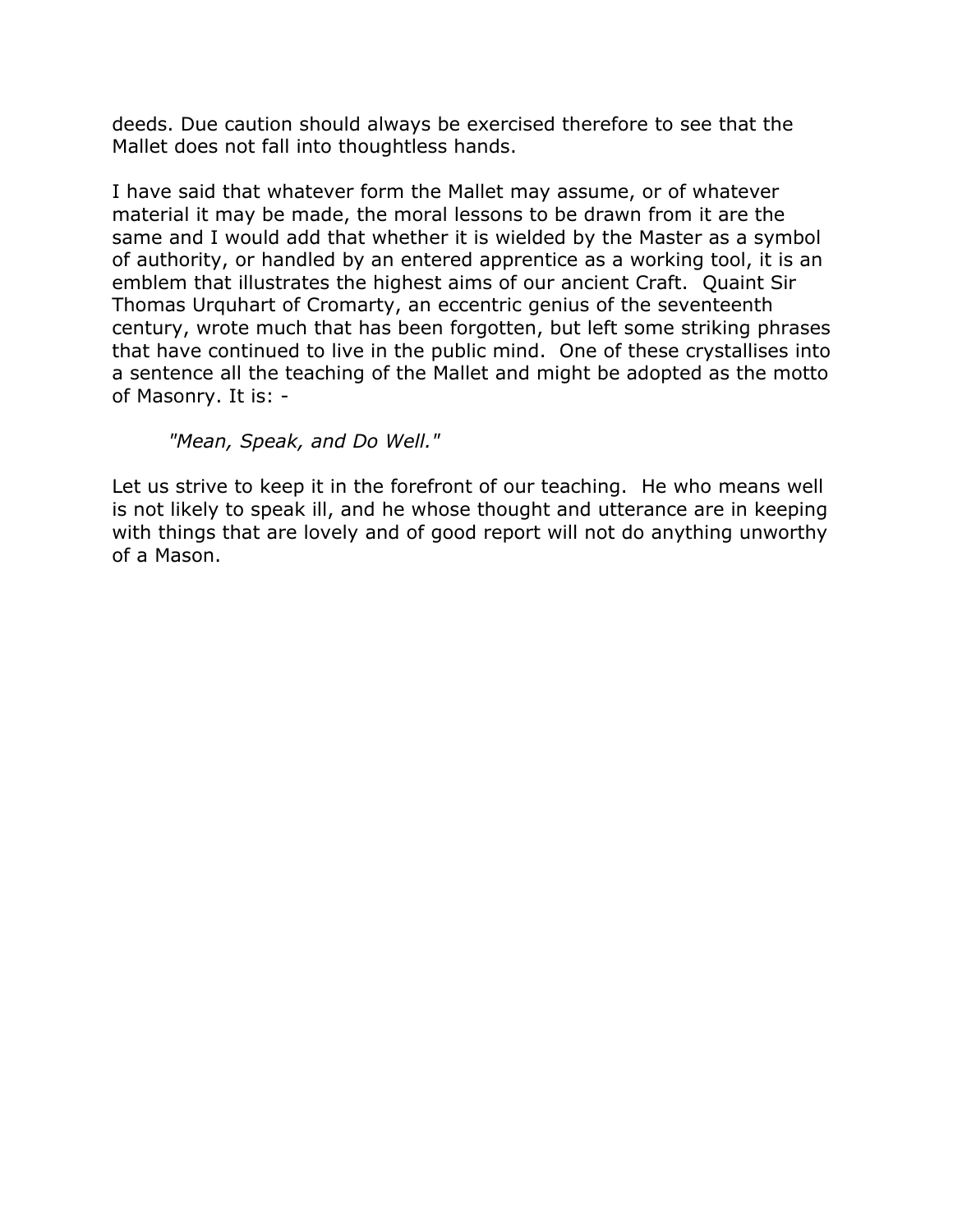deeds. Due caution should always be exercised therefore to see that the Mallet does not fall into thoughtless hands.

I have said that whatever form the Mallet may assume, or of whatever material it may be made, the moral lessons to be drawn from it are the same and I would add that whether it is wielded by the Master as a symbol of authority, or handled by an entered apprentice as a working tool, it is an emblem that illustrates the highest aims of our ancient Craft. Quaint Sir Thomas Urquhart of Cromarty, an eccentric genius of the seventeenth century, wrote much that has been forgotten, but left some striking phrases that have continued to live in the public mind. One of these crystallises into a sentence all the teaching of the Mallet and might be adopted as the motto of Masonry. It is: -

> *"Mean, Speak, and Do Well."*

Let us strive to keep it in the forefront of our teaching. He who means well is not likely to speak ill, and he whose thought and utterance are in keeping with things that are lovely and of good report will not do anything unworthy of a Mason.